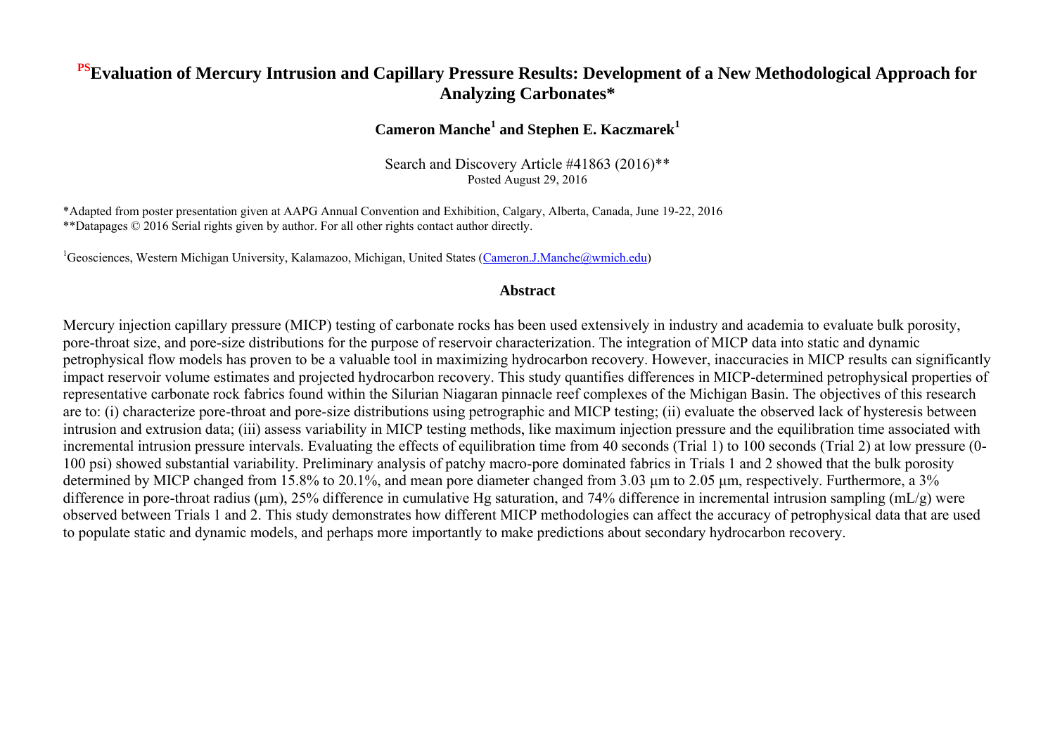# [PS]Evaluation of Mercury Intrusion and Capillary Pressure Results: Development of a New Methodological Approach for Analyzing Carbonates*

**Cameron Manche[1] and Stephen E. Kaczmarek[1]**

Search and Discovery Article #41863 (2016)**
Posted August 29, 2016

*Adapted from poster presentation given at AAPG Annual Convention and Exhibition, Calgary, Alberta, Canada, June 19-22, 2016
**Datapages © 2016 Serial rights given by author. For all other rights contact author directly.

[1]Geosciences, Western Michigan University, Kalamazoo, Michigan, United States (Cameron.J.Manche@wmich.edu)

## Abstract

Mercury injection capillary pressure (MICP) testing of carbonate rocks has been used extensively in industry and academia to evaluate bulk porosity, pore-throat size, and pore-size distributions for the purpose of reservoir characterization. The integration of MICP data into static and dynamic petrophysical flow models has proven to be a valuable tool in maximizing hydrocarbon recovery. However, inaccuracies in MICP results can significantly impact reservoir volume estimates and projected hydrocarbon recovery. This study quantifies differences in MICP-determined petrophysical properties of representative carbonate rock fabrics found within the Silurian Niagaran pinnacle reef complexes of the Michigan Basin. The objectives of this research are to: (i) characterize pore-throat and pore-size distributions using petrographic and MICP testing; (ii) evaluate the observed lack of hysteresis between intrusion and extrusion data; (iii) assess variability in MICP testing methods, like maximum injection pressure and the equilibration time associated with incremental intrusion pressure intervals. Evaluating the effects of equilibration time from 40 seconds (Trial 1) to 100 seconds (Trial 2) at low pressure (0-100 psi) showed substantial variability. Preliminary analysis of patchy macro-pore dominated fabrics in Trials 1 and 2 showed that the bulk porosity determined by MICP changed from 15.8% to 20.1%, and mean pore diameter changed from 3.03 µm to 2.05 µm, respectively. Furthermore, a 3% difference in pore-throat radius (µm), 25% difference in cumulative Hg saturation, and 74% difference in incremental intrusion sampling (mL/g) were observed between Trials 1 and 2. This study demonstrates how different MICP methodologies can affect the accuracy of petrophysical data that are used to populate static and dynamic models, and perhaps more importantly to make predictions about secondary hydrocarbon recovery.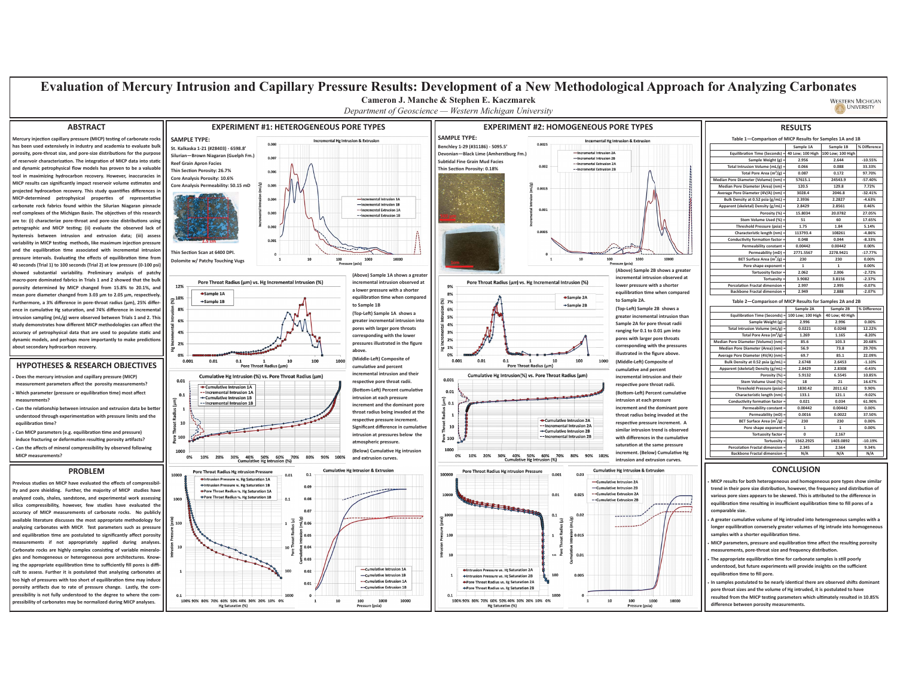# Evaluation of Mercury Intrusion and Capillary Pressure Results: Development of a New Methodological Approach for Analyzing Carbonates

**Cameron J. Manche & Stephen E. Kaczmarek**

*Department of Geoscience — Western Michigan University*

Western Michigan University

## ABSTRACT

Mercury injection capillary pressure (MICP) testing of carbonate rocks has been used extensively in industry and academia to evaluate bulk porosity, pore-throat size, and pore-size distributions for the purpose of reservoir characterization. The integration of MICP data into static and dynamic petrophysical flow models has proven to be a valuable tool in maximizing hydrocarbon recovery. However, inaccuracies in MICP results can significantly impact reservoir volume estimates and projected hydrocarbon recovery. This study quantifies differences in MICP-determined petrophysical properties of representative carbonate rock fabrics found within the Silurian Niagaran pinnacle reef complexes of the Michigan Basin. The objectives of this research are to: (i) characterize pore-throat and pore-size distributions using petrographic and MICP testing; (ii) evaluate the observed lack of hysteresis between intrusion and extrusion data; (iii) assess variability in MICP testing methods, like maximum injection pressure and the equilibration time associated with incremental intrusion pressure intervals. Evaluating the effects of equilibration time from 40 seconds (Trial 1) to 100 seconds (Trial 2) at low pressure (0-100 psi) showed substantial variability. Preliminary analysis of patchy macro-pore dominated fabrics in Trials 1 and 2 showed that the bulk porosity determined by MICP changed from 15.8% to 20.1%, and mean pore diameter changed from 3.03 µm to 2.05 µm, respectively. Furthermore, a 3% difference in pore-throat radius (µm), 25% difference in cumulative Hg saturation, and 74% difference in incremental intrusion sampling (mL/g) were observed between Trials 1 and 2. This study demonstrates how different MICP methodologies can affect the accuracy of petrophysical data that are used to populate static and dynamic models, and perhaps more importantly to make predictions about secondary hydrocarbon recovery.

## HYPOTHESES & RESEARCH OBJECTIVES

- Does the mercury intrusion and capillary pressure (MICP) measurement parameters affect the porosity measurements?
- Which parameter (pressure or equilibration time) most affect measurements?
- Can the relationship between intrusion and extrusion data be better understood through experimentation with pressure limits and the equilibration time?
- Can MICP parameters (e.g. equilibration time and pressure) induce fracturing or deformation resulting porosity artifacts?
- Can the affects of mineral compressibility by observed following MICP measurements?

## PROBLEM

Previous studies on MICP have evaluated the effects of compressibility and pore shielding. Further, the majority of MICP studies have analyzed coals, shales, sandstone, and experimental work assessing silica compressibility, however, few studies have evaluated the accuracy of MICP measurements of carbonate rocks. No publicly available literature discusses the most appropriate methodology for analyzing carbonates with MICP. Test parameters such as pressure and equilibration time are postulated to significantly affect porosity measurements if not appropriately applied during analyses. Carbonate rocks are highly complex consisting of variable mineralogies and homogeneous or heterogeneous pore architectures. Knowing the appropriate equilibration time to sufficiently fill pores is difficult to assess. Further it is postulated that analyzing carbonates at too high of pressures with too short of equilibration time may induce porosity artifacts due to rate of pressure change. Lastly, the compressibility is not fully understood to the degree to where the compressibility of carbonates may be normalized during MICP analyses.

## EXPERIMENT #1: HETEROGENEOUS PORE TYPES

**SAMPLE TYPE:**

St. Kalkaska 1-21 (#28403) - 6598.8'
Silurian—Brown Niagaran (Guelph Fm.)
Reef Grain Apron Facies
Thin Section Porosity: 26.7%
Core Analysis Porosity: 10.6%
Core Analysis Permeability: 50.15 mD

2.5 cm

Thin Section Scan at 6400 DPI.
Dolomite w/ Patchy Touching Vugs

Incremental Hg Intrusion & Extrusion
Incremental Intrusion (mL/g)
Pressure (psia)
Incremental Intrusion 1A
Incremental Intrusion 1B
Incremental Extrusion 1A
Incremental Extrusion 1B

Pore Throat Radius (µm) vs. Hg Incremental Intrusion (%)
Hg Incremental Intrusion (%)
Pore Throat Radius (µm)
Sample 1A
Sample 1B

Cumulative Hg Intrusion (%) vs. Pore Throat Radius (µm)
Pore Throat Radius (µm)
Cumulative Hg Intrusion (%)
Cumulative Intrusion 1A
Incremental Intrusion 1A
Cumulative Intrusion 1B
Incremental Intrusion 1B

(Above) Sample 1A shows a greater incremental intrusion observed at a lower pressure with a shorter equilibration time when compared to Sample 1B

(Top-Left) Sample 1A shows a greater incremental intrusion into pores with larger pore throats corresponding with the lower pressures illustrated in the figure above.

(Middle-Left) Composite of cumulative and percent incremental intrusion and their respective pore throat radii.

(Bottom-Left) Percent cumulative intrusion at each pressure increment and the dominant pore throat radius being invaded at the respective pressure increment. Significant difference in cumulative intrusion at pressures below the atmospheric pressure.

(Below) Cumulative Hg intrusion and extrusion curves.

Pore Throat Radius Hg Intrusion Pressure
Intrusion Pressure (psia)
Pore Throat Radius (µ)
Hg Saturation (%)
Intrusion Pressure vs. Hg Saturation 1A
Intrusion Pressure vs. Hg Saturation 1B
Pore Throat Radius vs. Hg Saturation 1A
Pore Throat Radius vs. Hg Saturation 1B

Cumulative Hg Intrusion & Extrusion
Cumulative Intrusion (mL/g)
Pressure (psia)
Cumulative Intrusion 1A
Cumulative Intrusion 1B
Cumulative Extrusion 1A
Cumulative Extrusion 1B

## EXPERIMENT #2: HOMOGENEOUS PORE TYPES

**SAMPLE TYPE:**

Benchley 1-29 (#31186) - 5095.5'
Devonian—Black Lime (Amherstburg Fm.)
Subtidal Fine Grain Mud Facies
Thin Section Porosity: 0.18%

Incremental Hg Intrusion & Extrusion
Incremental Intrusion (mL/g)
Pressure (psia)
Incremental Intrusion 2A
Incremental Intrusion 2B
Incremental Extrusion 2A
Incremental Extrusion 2B

Pore Throat Radius (µm) vs. Hg Incremental Intrusion (%)
Hg Incremental Intrusion (%)
Pore Throat Radius (µm)
Sample 2A
Sample 2B

Cumulative Hg Intrusion(%) vs. Pore Throat Radius (µm)
Pore Throat Radius (µm)
Cumulative Hg Intrusion (%)
Cumulative Intrusion 2A
Incremental Intrusion 2A
Cumulative Intrusion 2B
Incremental Intrusion 2B

(Above) Sample 2B shows a greater incremental intrusion observed at lower pressure with a shorter equilibration time when compared to Sample 2A.

(Top-Left) Sample 2B shows a greater incremental intrusion than Sample 2A for pore throat radii ranging for 0.1 to 0.01 µm into pores with larger pore throats corresponding with the pressures illustrated in the figure above.

(Middle-Left) Composite of cumulative and percent incremental intrusion and their respective pore throat radii.

(Bottom-Left) Percent cumulative intrusion at each pressure increment and the dominant pore throat radius being invaded at the respective pressure increment. A similar intrusion trend is observed with differences in the cumulative saturation at the same pressure increment. (Below) Cumulative Hg intrusion and extrusion curves.

Pore Throat Radius Hg Intrusion Pressure
Intrusion Pressure (psia)
Pore Throat Radius (µ)
Hg Saturation (%)
Intrusion Pressure vs. Hg Saturation 2A
Intrusion Pressure vs. Hg Saturation 2B
Pore Throat Radius vs. Hg Saturation 2A
Pore Throat Radius vs. Hg Saturation 2B

Cumulative Hg Intrusion & Extrusion
Cumulative Intrusion (mL/g)
Pressure (psia)
Cumulative Intrusion 2A
Cumulative Intrusion 2B
Cumulative Extrusion 2A
Cumulative Extrusion 2B

## RESULTS

**Table 1—Comparison of MICP Results for Samples 1A and 1B**

| | Sample 1A | Sample 1B | % Difference |
|---|---|---|---|
| Equilibration Time (Seconds) = | 40 Low; 100 High | 100 Low; 100 High | |
| Sample Weight (g) = | 2.956 | 2.644 | -10.55% |
| Total Intrusion Volume (mL/g) = | 0.066 | 0.088 | 33.33% |
| Total Pore Area (m²/g) = | 0.087 | 0.172 | 97.70% |
| Median Pore Diameter (Volume) (nm) = | 57615.1 | 24543.9 | -57.40% |
| Median Pore Diameter (Area) (nm) = | 120.5 | 129.8 | 7.72% |
| Average Pore Diameter (4V/A) (nm) = | 3028.4 | 2046.8 | -32.41% |
| Bulk Density at 0.52 psia (g/mL) = | 2.3936 | 2.2827 | -4.63% |
| Apparent (skeletal) Density (g/mL) = | 2.8429 | 2.8561 | 0.46% |
| Porosity (%) = | 15.8034 | 20.0782 | 27.05% |
| Stem Volume Used (%) = | 51 | 60 | 17.65% |
| Threshold Pressure (psia) = | 1.75 | 1.84 | 5.14% |
| Characteristic length (nm) = | 113793.4 | 108261 | -4.86% |
| Conductivity formation factor = | 0.048 | 0.044 | -8.33% |
| Permeability constant = | 0.00442 | 0.00442 | 0.00% |
| Permeability (mD) = | 2771.5567 | 2278.9421 | -17.77% |
| BET Surface Area (m²/g) = | 230 | 230 | 0.00% |
| Pore shape exponent = | 1 | 1 | 0.00% |
| Tortuosity factor = | 2.062 | 2.006 | -2.72% |
| Tortuosity = | 3.9082 | 3.8156 | -2.37% |
| Percolation Fractal dimension = | 2.997 | 2.995 | -0.07% |
| Backbone Fractal dimension = | 2.949 | 2.888 | -2.07% |

**Table 2—Comparison of MICP Results for Samples 2A and 2B**

| | Sample 2A | Sample 2B | % Difference |
|---|---|---|---|
| Equilibration Time (Seconds) = | 100 Low; 100 High | 40 Low; 40 High | |
| Sample Weight (g) = | 2.996 | 2.996 | 0.00% |
| Total Intrusion Volume (mL/g) = | 0.0221 | 0.0248 | 12.22% |
| Total Pore Area (m²/g) = | 1.269 | 1.165 | -8.20% |
| Median Pore Diameter (Volume) (nm) = | 85.6 | 103.3 | 20.68% |
| Median Pore Diameter (Area) (nm) = | 56.9 | 73.8 | 29.70% |
| Average Pore Diameter (4V/A) (nm) = | 69.7 | 85.1 | 22.09% |
| Bulk Density at 0.52 psia (g/mL) = | 2.6748 | 2.6453 | -1.10% |
| Apparent (skeletal) Density (g/mL) = | 2.8429 | 2.8308 | -0.43% |
| Porosity (%) = | 5.9132 | 6.5545 | 10.85% |
| Stem Volume Used (%) = | 18 | 21 | 16.67% |
| Threshold Pressure (psia) = | 1830.42 | 2011.62 | 9.90% |
| Characteristic length (nm) = | 133.1 | 121.1 | -9.02% |
| Conductivity formation factor = | 0.021 | 0.034 | 61.90% |
| Permeability constant = | 0.00442 | 0.00442 | 0.00% |
| Permeability (mD) = | 0.0016 | 0.0022 | 37.50% |
| BET Surface Area (m²/g) = | 230 | 230 | 0.00% |
| Pore shape exponent = | 1 | 1 | 0.00% |
| Tortuosity factor = | 0 | 2.167 | |
| Tortuosity = | 1562.2925 | 1403.0892 | -10.19% |
| Percolation Fractal dimension = | 2.345 | 2.564 | 9.34% |
| Backbone Fractal dimension = | N/A | N/A | N/A |

## CONCLUSION

- MICP results for both heterogeneous and homogeneous pore types show similar trend in their pore size distribution, however, the frequency and distribution of various pore sizes appears to be skewed. This is attributed to the difference in equilibration time resulting in insufficient equilibration time to fill pores of a comparable size.
- A greater cumulative volume of Hg intruded into heterogeneous samples with a longer equilibration conversely greater volumes of Hg intrude into homogeneous samples with a shorter equilibration time.
- MICP parameters, pressure and equilibration time affect the resulting porosity measurements, pore-throat size and frequency distribution.
- The appropriate equilibration time for carbonate samples is still poorly understood, but future experiments will provide insights on the sufficient equilibration time to fill pore.
- In samples postulated to be nearly identical there are observed shifts dominant pore throat sizes and the volume of Hg intruded, it is postulated to have resulted from the MICP testing parameters which ultimately resulted in 10.85% difference between porosity measurements.